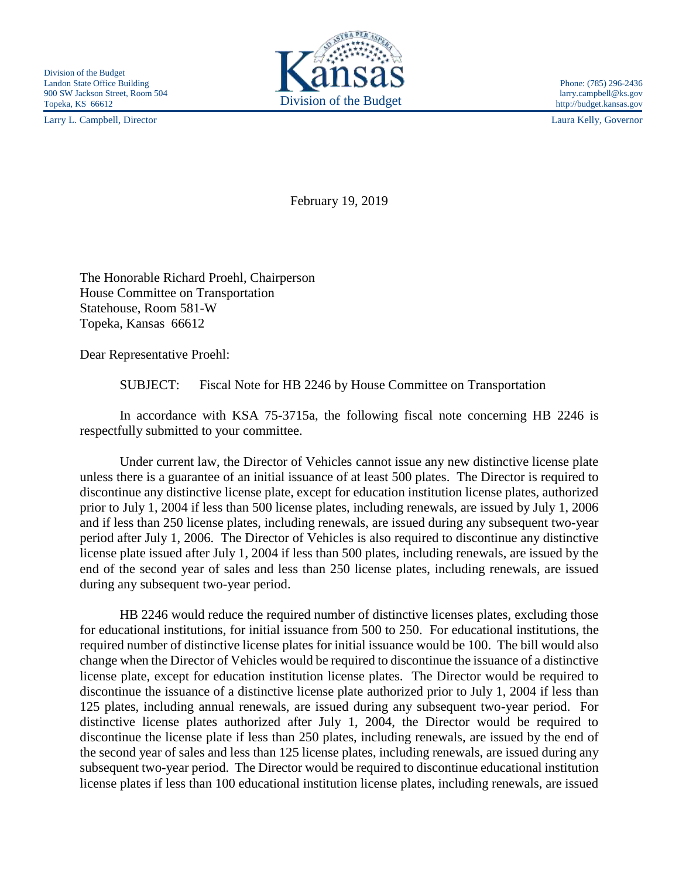Division of the Budget
Landon State Office Building
900 SW Jackson Street, Room 504
Topeka, KS 66612

Larry L. Campbell, Director

Kansas
Division of the Budget

Phone: (785) 296-2436
larry.campbell@ks.gov
http://budget.kansas.gov

Laura Kelly, Governor

February 19, 2019

The Honorable Richard Proehl, Chairperson
House Committee on Transportation
Statehouse, Room 581-W
Topeka, Kansas 66612

Dear Representative Proehl:

SUBJECT: Fiscal Note for HB 2246 by House Committee on Transportation

In accordance with KSA 75-3715a, the following fiscal note concerning HB 2246 is respectfully submitted to your committee.

Under current law, the Director of Vehicles cannot issue any new distinctive license plate unless there is a guarantee of an initial issuance of at least 500 plates. The Director is required to discontinue any distinctive license plate, except for education institution license plates, authorized prior to July 1, 2004 if less than 500 license plates, including renewals, are issued by July 1, 2006 and if less than 250 license plates, including renewals, are issued during any subsequent two-year period after July 1, 2006. The Director of Vehicles is also required to discontinue any distinctive license plate issued after July 1, 2004 if less than 500 plates, including renewals, are issued by the end of the second year of sales and less than 250 license plates, including renewals, are issued during any subsequent two-year period.

HB 2246 would reduce the required number of distinctive licenses plates, excluding those for educational institutions, for initial issuance from 500 to 250. For educational institutions, the required number of distinctive license plates for initial issuance would be 100. The bill would also change when the Director of Vehicles would be required to discontinue the issuance of a distinctive license plate, except for education institution license plates. The Director would be required to discontinue the issuance of a distinctive license plate authorized prior to July 1, 2004 if less than 125 plates, including annual renewals, are issued during any subsequent two-year period. For distinctive license plates authorized after July 1, 2004, the Director would be required to discontinue the license plate if less than 250 plates, including renewals, are issued by the end of the second year of sales and less than 125 license plates, including renewals, are issued during any subsequent two-year period. The Director would be required to discontinue educational institution license plates if less than 100 educational institution license plates, including renewals, are issued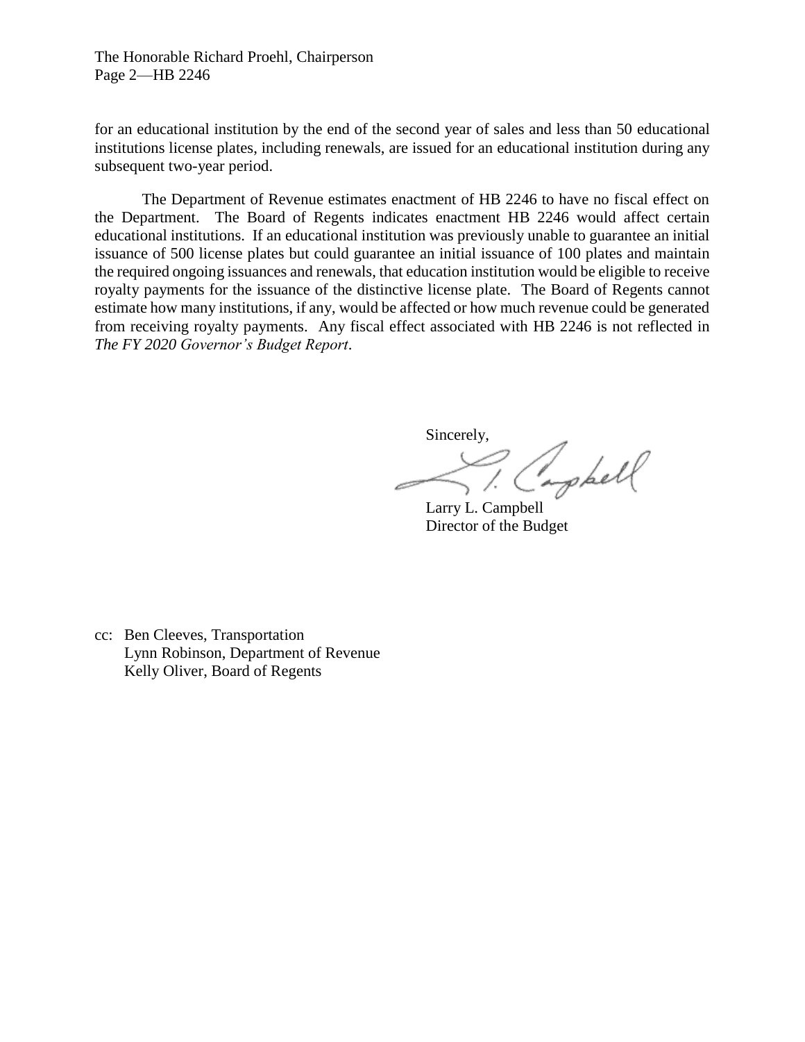for an educational institution by the end of the second year of sales and less than 50 educational institutions license plates, including renewals, are issued for an educational institution during any subsequent two-year period.

The Department of Revenue estimates enactment of HB 2246 to have no fiscal effect on the Department. The Board of Regents indicates enactment HB 2246 would affect certain educational institutions. If an educational institution was previously unable to guarantee an initial issuance of 500 license plates but could guarantee an initial issuance of 100 plates and maintain the required ongoing issuances and renewals, that education institution would be eligible to receive royalty payments for the issuance of the distinctive license plate. The Board of Regents cannot estimate how many institutions, if any, would be affected or how much revenue could be generated from receiving royalty payments. Any fiscal effect associated with HB 2246 is not reflected in *The FY 2020 Governor's Budget Report*.

Sincerely,

Larry L. Campbell
Director of the Budget

cc: Ben Cleeves, Transportation
Lynn Robinson, Department of Revenue
Kelly Oliver, Board of Regents